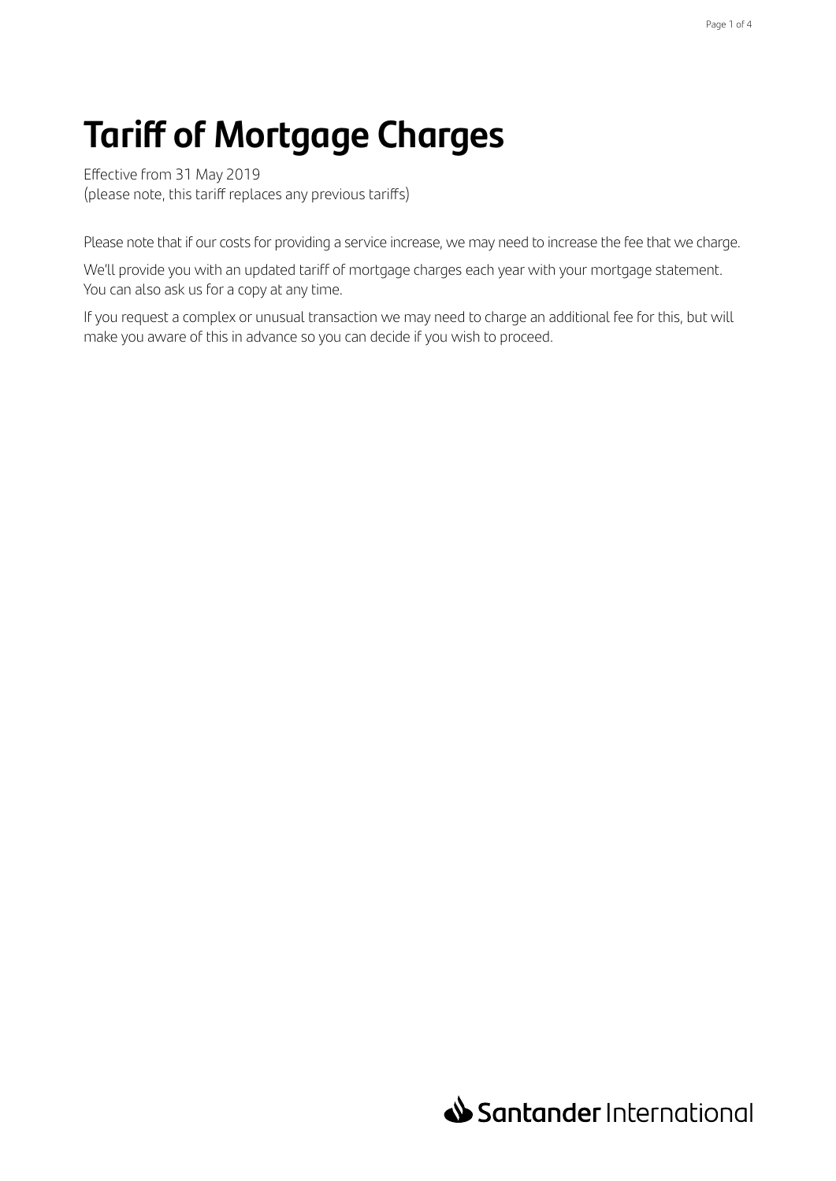# Tariff of Mortgage Charges

Effective from 31 May 2019
(please note, this tariff replaces any previous tariffs)

Please note that if our costs for providing a service increase, we may need to increase the fee that we charge.

We'll provide you with an updated tariff of mortgage charges each year with your mortgage statement. You can also ask us for a copy at any time.

If you request a complex or unusual transaction we may need to charge an additional fee for this, but will make you aware of this in advance so you can decide if you wish to proceed.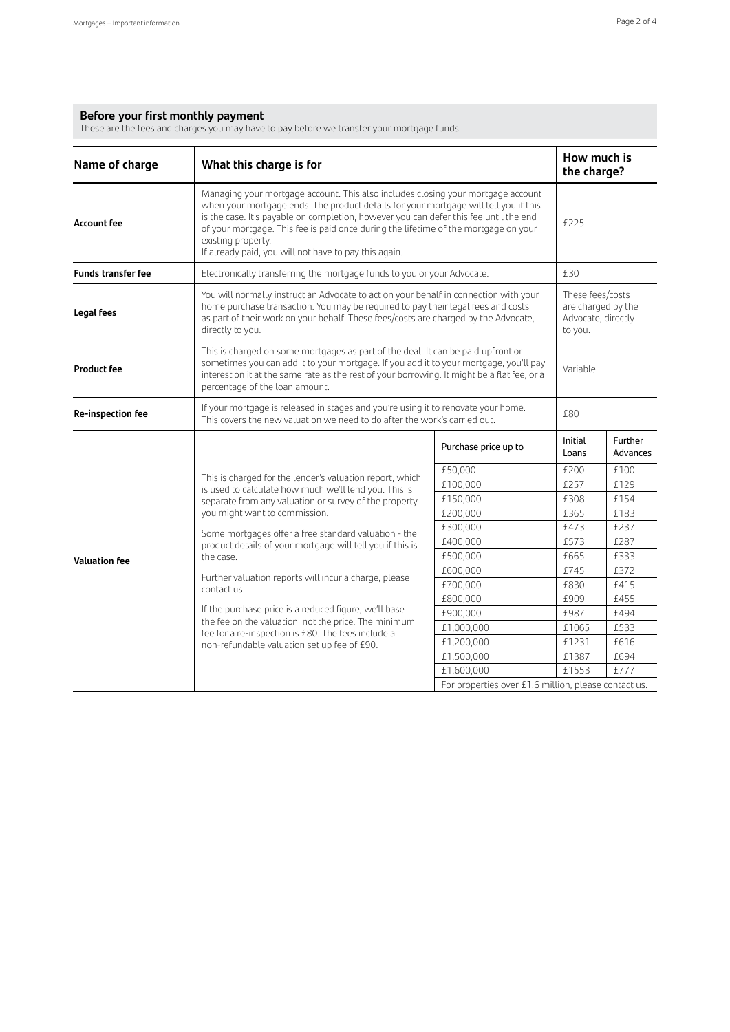## Before your first monthly payment

These are the fees and charges you may have to pay before we transfer your mortgage funds.

| Name of charge | What this charge is for | | How much is the charge? | |
|---|---|---|---|---|
| **Account fee** | Managing your mortgage account. This also includes closing your mortgage account when your mortgage ends. The product details for your mortgage will tell you if this is the case. It's payable on completion, however you can defer this fee until the end of your mortgage. This fee is paid once during the lifetime of the mortgage on your existing property. If already paid, you will not have to pay this again. | | £225 | |
| **Funds transfer fee** | Electronically transferring the mortgage funds to you or your Advocate. | | £30 | |
| **Legal fees** | You will normally instruct an Advocate to act on your behalf in connection with your home purchase transaction. You may be required to pay their legal fees and costs as part of their work on your behalf. These fees/costs are charged by the Advocate, directly to you. | | These fees/costs are charged by the Advocate, directly to you. | |
| **Product fee** | This is charged on some mortgages as part of the deal. It can be paid upfront or sometimes you can add it to your mortgage. If you add it to your mortgage, you'll pay interest on it at the same rate as the rest of your borrowing. It might be a flat fee, or a percentage of the loan amount. | | Variable | |
| **Re-inspection fee** | If your mortgage is released in stages and you're using it to renovate your home. This covers the new valuation we need to do after the work's carried out. | | £80 | |
| **Valuation fee** | This is charged for the lender's valuation report, which is used to calculate how much we'll lend you. This is separate from any valuation or survey of the property you might want to commission. Some mortgages offer a free standard valuation - the product details of your mortgage will tell you if this is the case. Further valuation reports will incur a charge, please contact us. If the purchase price is a reduced figure, we'll base the fee on the valuation, not the price. The minimum fee for a re-inspection is £80. The fees include a non-refundable valuation set up fee of £90. | Purchase price up to | Initial Loans | Further Advances |
| | | £50,000 | £200 | £100 |
| | | £100,000 | £257 | £129 |
| | | £150,000 | £308 | £154 |
| | | £200,000 | £365 | £183 |
| | | £300,000 | £473 | £237 |
| | | £400,000 | £573 | £287 |
| | | £500,000 | £665 | £333 |
| | | £600,000 | £745 | £372 |
| | | £700,000 | £830 | £415 |
| | | £800,000 | £909 | £455 |
| | | £900,000 | £987 | £494 |
| | | £1,000,000 | £1065 | £533 |
| | | £1,200,000 | £1231 | £616 |
| | | £1,500,000 | £1387 | £694 |
| | | £1,600,000 | £1553 | £777 |
| | | For properties over £1.6 million, please contact us. | | |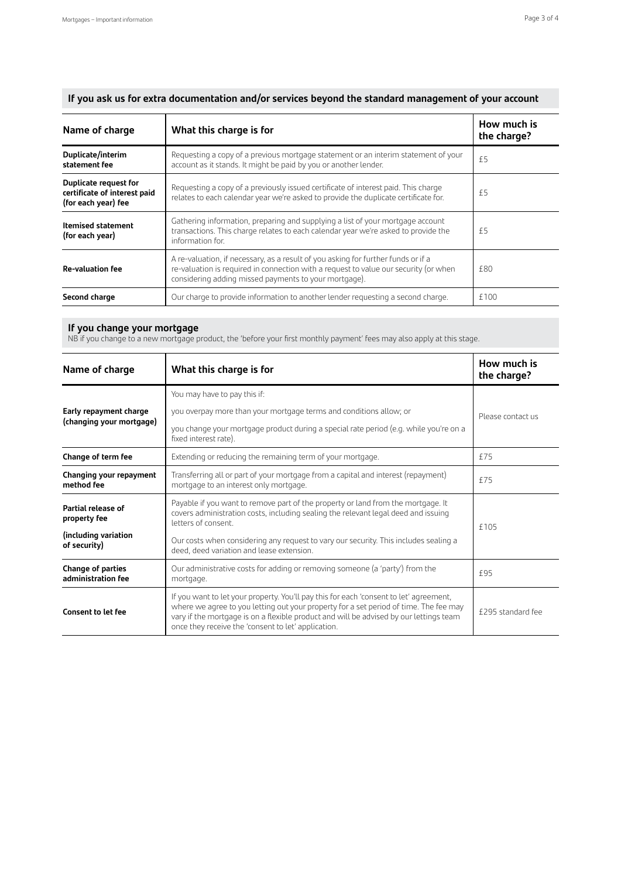## If you ask us for extra documentation and/or services beyond the standard management of your account

| Name of charge | What this charge is for | How much is the charge? |
|---|---|---|
| **Duplicate/interim statement fee** | Requesting a copy of a previous mortgage statement or an interim statement of your account as it stands. It might be paid by you or another lender. | £5 |
| **Duplicate request for certificate of interest paid (for each year) fee** | Requesting a copy of a previously issued certificate of interest paid. This charge relates to each calendar year we're asked to provide the duplicate certificate for. | £5 |
| **Itemised statement (for each year)** | Gathering information, preparing and supplying a list of your mortgage account transactions. This charge relates to each calendar year we're asked to provide the information for. | £5 |
| **Re-valuation fee** | A re-valuation, if necessary, as a result of you asking for further funds or if a re-valuation is required in connection with a request to value our security (or when considering adding missed payments to your mortgage). | £80 |
| **Second charge** | Our charge to provide information to another lender requesting a second charge. | £100 |

## If you change your mortgage

NB if you change to a new mortgage product, the 'before your first monthly payment' fees may also apply at this stage.

| Name of charge | What this charge is for | How much is the charge? |
|---|---|---|
| **Early repayment charge (changing your mortgage)** | You may have to pay this if: you overpay more than your mortgage terms and conditions allow; or you change your mortgage product during a special rate period (e.g. while you're on a fixed interest rate). | Please contact us |
| **Change of term fee** | Extending or reducing the remaining term of your mortgage. | £75 |
| **Changing your repayment method fee** | Transferring all or part of your mortgage from a capital and interest (repayment) mortgage to an interest only mortgage. | £75 |
| **Partial release of property fee (including variation of security)** | Payable if you want to remove part of the property or land from the mortgage. It covers administration costs, including sealing the relevant legal deed and issuing letters of consent. Our costs when considering any request to vary our security. This includes sealing a deed, deed variation and lease extension. | £105 |
| **Change of parties administration fee** | Our administrative costs for adding or removing someone (a 'party') from the mortgage. | £95 |
| **Consent to let fee** | If you want to let your property. You'll pay this for each 'consent to let' agreement, where we agree to you letting out your property for a set period of time. The fee may vary if the mortgage is on a flexible product and will be advised by our lettings team once they receive the 'consent to let' application. | £295 standard fee |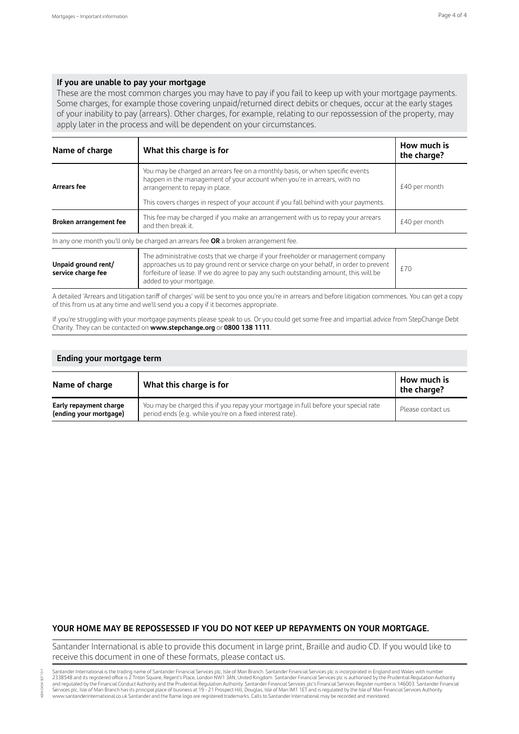## If you are unable to pay your mortgage

These are the most common charges you may have to pay if you fail to keep up with your mortgage payments. Some charges, for example those covering unpaid/returned direct debits or cheques, occur at the early stages of your inability to pay (arrears). Other charges, for example, relating to our repossession of the property, may apply later in the process and will be dependent on your circumstances.

| Name of charge | What this charge is for | How much is the charge? |
|---|---|---|
| **Arrears fee** | You may be charged an arrears fee on a monthly basis, or when specific events happen in the management of your account when you're in arrears, with no arrangement to repay in place.<br><br>This covers charges in respect of your account if you fall behind with your payments. | £40 per month |
| **Broken arrangement fee** | This fee may be charged if you make an arrangement with us to repay your arrears and then break it. | £40 per month |
| In any one month you'll only be charged an arrears fee **OR** a broken arrangement fee. | | |
| **Unpaid ground rent/ service charge fee** | The administrative costs that we charge if your freeholder or management company approaches us to pay ground rent or service charge on your behalf, in order to prevent forfeiture of lease. If we do agree to pay any such outstanding amount, this will be added to your mortgage. | £70 |

A detailed 'Arrears and litigation tariff of charges' will be sent to you once you're in arrears and before litigation commences. You can get a copy of this from us at any time and we'll send you a copy if it becomes appropriate.

If you're struggling with your mortgage payments please speak to us. Or you could get some free and impartial advice from StepChange Debt Charity. They can be contacted on **www.stepchange.org** or **0800 138 1111**.

## Ending your mortgage term

| Name of charge | What this charge is for | How much is the charge? |
|---|---|---|
| **Early repayment charge (ending your mortgage)** | You may be charged this if you repay your mortgage in full before your special rate period ends (e.g. while you're on a fixed interest rate). | Please contact us |

**YOUR HOME MAY BE REPOSSESSED IF YOU DO NOT KEEP UP REPAYMENTS ON YOUR MORTGAGE.**

Santander International is able to provide this document in large print, Braille and audio CD. If you would like to receive this document in one of these formats, please contact us.

Santander International is the trading name of Santander Financial Services plc, Isle of Man Branch. Santander Financial Services plc is incorporated in England and Wales with number 2338548 and its registered office is 2 Triton Square, Regent's Place, London NW1 3AN, United Kingdom. Santander Financial Services plc is authorised by the Prudential Regulation Authority and regulated by the Financial Conduct Authority and the Prudential Regulation Authority. Santander Financial Services plc's Financial Services Register number is 146003. Santander Financial Services plc, Isle of Man Branch has its principal place of business at 19 - 21 Prospect Hill, Douglas, Isle of Man IM1 1ET and is regulated by the Isle of Man Financial Services Authority. www.santanderinternational.co.uk Santander and the flame logo are registered trademarks. Calls to Santander International may be recorded and monitored.

ABIN 0494 SEP 19 F